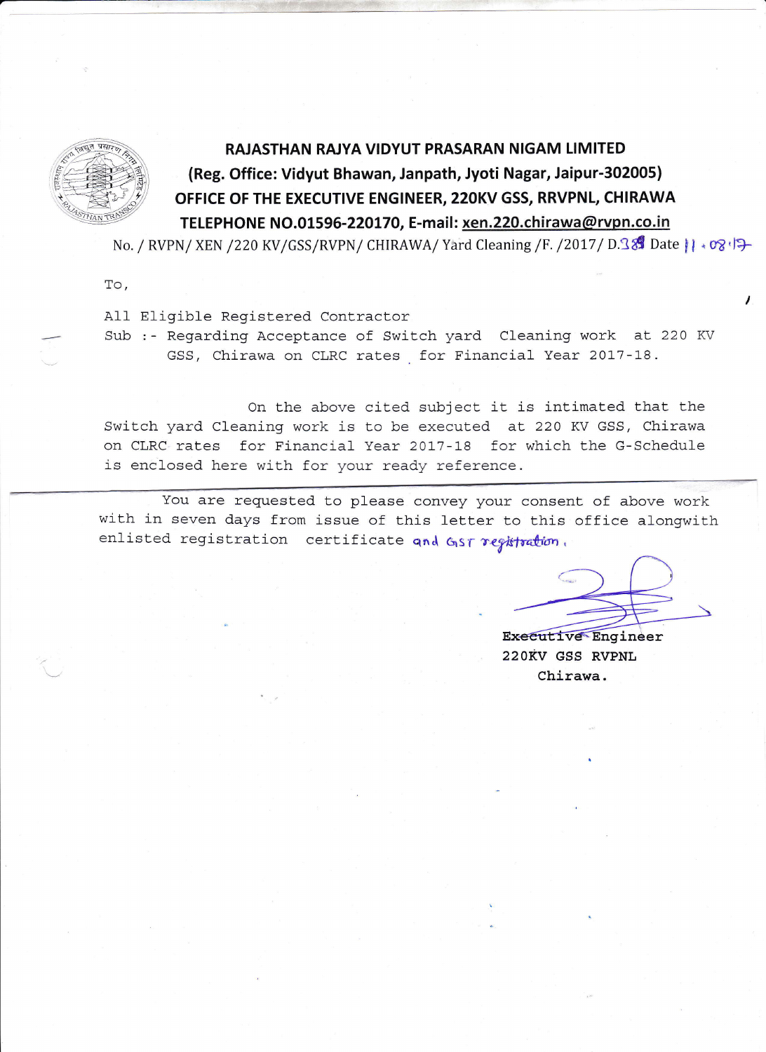**RAJASTHAN RAJYA VIDYUT PRASARAN NIGAM LIMITED**
**(Reg. Office: Vidyut Bhawan, Janpath, Jyoti Nagar, Jaipur-302005)**
**OFFICE OF THE EXECUTIVE ENGINEER, 220KV GSS, RRVPNL, CHIRAWA**
**TELEPHONE NO.01596-220170, E-mail: xen.220.chirawa@rvpn.co.in**

No. / RVPN/ XEN /220 KV/GSS/RVPN/ CHIRAWA/ Yard Cleaning /F. /2017/ D.389 Date 11.08.17

To,

All Eligible Registered Contractor

Sub :- Regarding Acceptance of Switch yard Cleaning work at 220 KV GSS, Chirawa on CLRC rates for Financial Year 2017-18.

On the above cited subject it is intimated that the Switch yard Cleaning work is to be executed at 220 KV GSS, Chirawa on CLRC rates for Financial Year 2017-18 for which the G-Schedule is enclosed here with for your ready reference.

You are requested to please convey your consent of above work with in seven days from issue of this letter to this office alongwith enlisted registration certificate and GST registration.

Executive Engineer
220KV GSS RVPNL
Chirawa.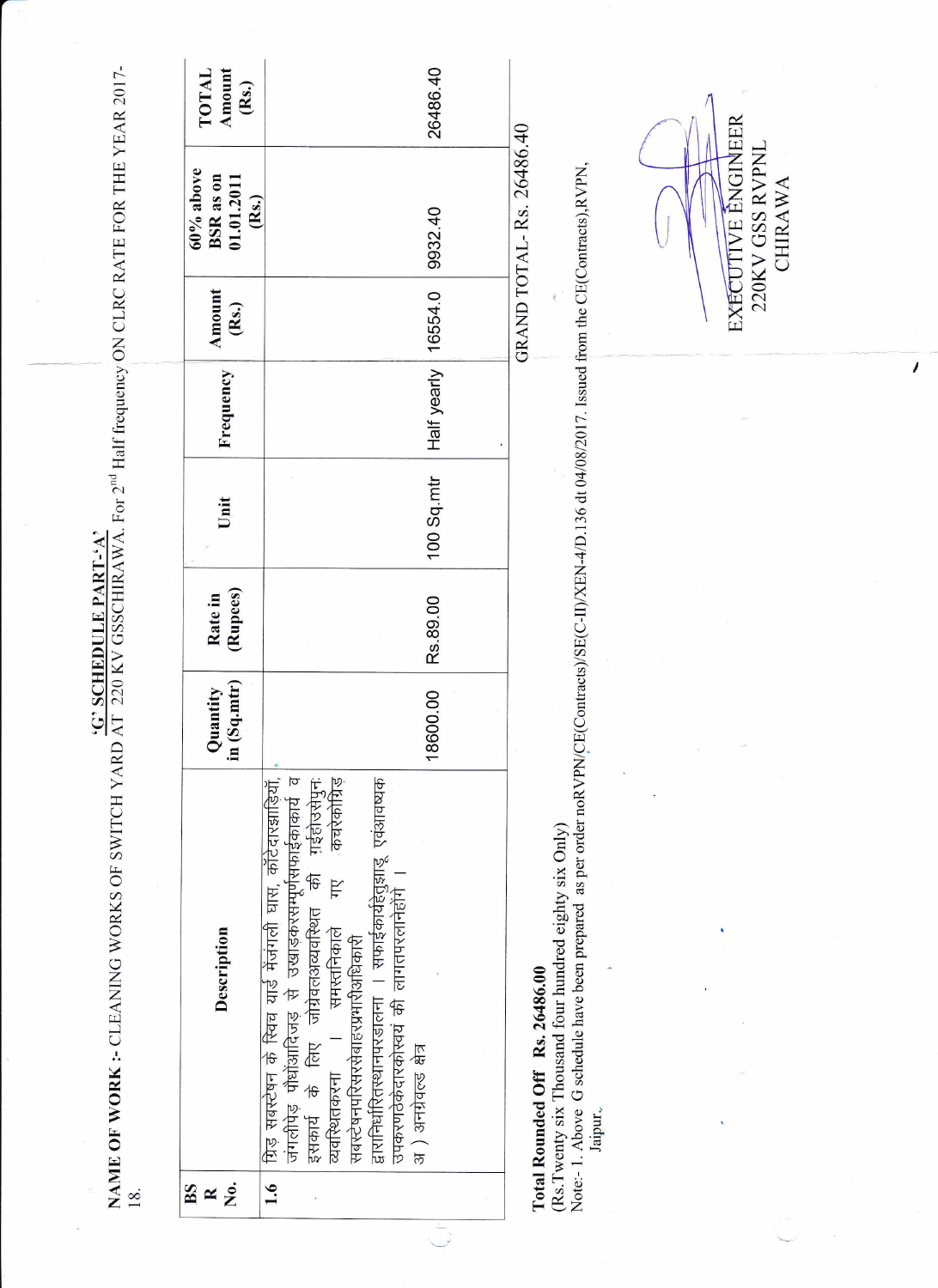## 'G' SCHEDULE PART-'A'

**NAME OF WORK :-** CLEANING WORKS OF SWITCH YARD AT 220 KV GSSCHIRAWA. For 2nd Half frequency ON CLRC RATE FOR THE YEAR 2017-18.

| BSR No. | Description | Quantity in (Sq.mtr) | Rate in (Rupees) | Unit | Frequency | Amount (Rs.) | 60% above BSR as on 01.01.2011 (Rs.) | TOTAL Amount (Rs.) |
|---|---|---|---|---|---|---|---|---|
| 1.6 | ग्रिड सबस्टेशन के स्विच यार्ड मेंजंगली घास, कॉटेदारझाड़ियॉं, जंगलीपेड़ पौधोंआदिजड़ से उखाड़करसम्पूर्णसफाईकाकार्य व इसकार्य के लिए जोग्रेवलअव्यवस्थित की गईहोउसेपुनः व्यवस्थितकरना । समस्तनिकाले गए कचरेकोग्रिड सबस्टेशनपरिसरसेबाहरप्रभारीअधिकारी द्वारानिर्धारितस्थानपरडालना । सफाईकार्यहेतुझाड़ू एवंआवश्यक उपकरणठेकेदारकोस्वयं की लागतपरलानेहोंगे । अ ) अनग्रेवल्ड क्षेत्र | 18600.00 | Rs.89.00 | 100 Sq.mtr | Half yearly | 16554.0 | 9932.40 | 26486.40 |

GRAND TOTAL- Rs. 26486.40

**Total Rounded Off Rs. 26486.00**

(Rs.Twenty six Thousand four hundred eighty six Only)

Note:- 1. Above G schedule have been prepared as per order noRVPN/CE(Contracts)/SE(C-II)/XEN-4/D.136 dt 04/08/2017. Issued from the CE(Contracts),RVPN, Jaipur.

EXECUTIVE ENGINEER
220KV GSS RVPNL
CHIRAWA